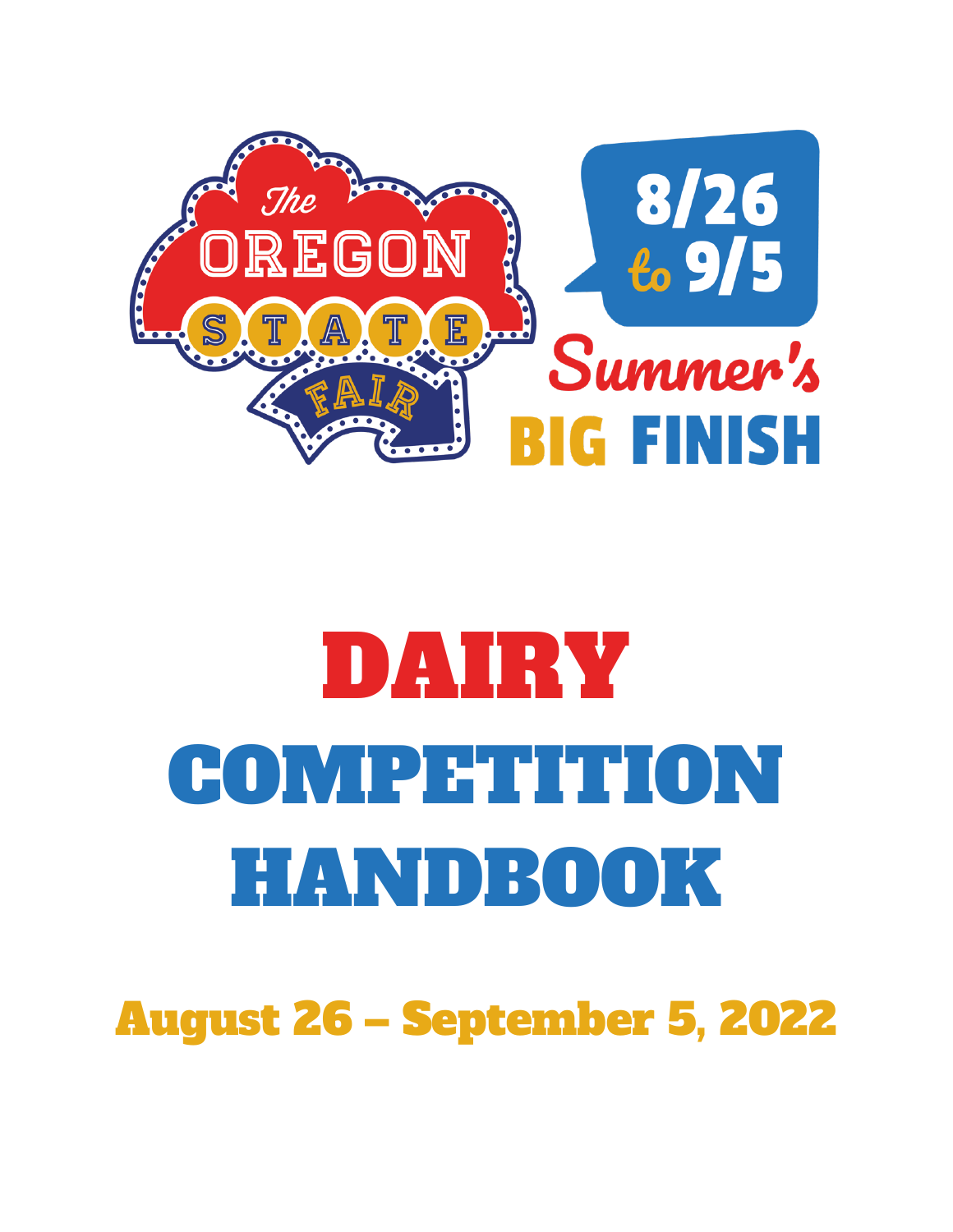The OREGON STATE FAIR

8/26 to 9/5

Summer's BIG FINISH

# DAIRY COMPETITION HANDBOOK

## August 26 – September 5, 2022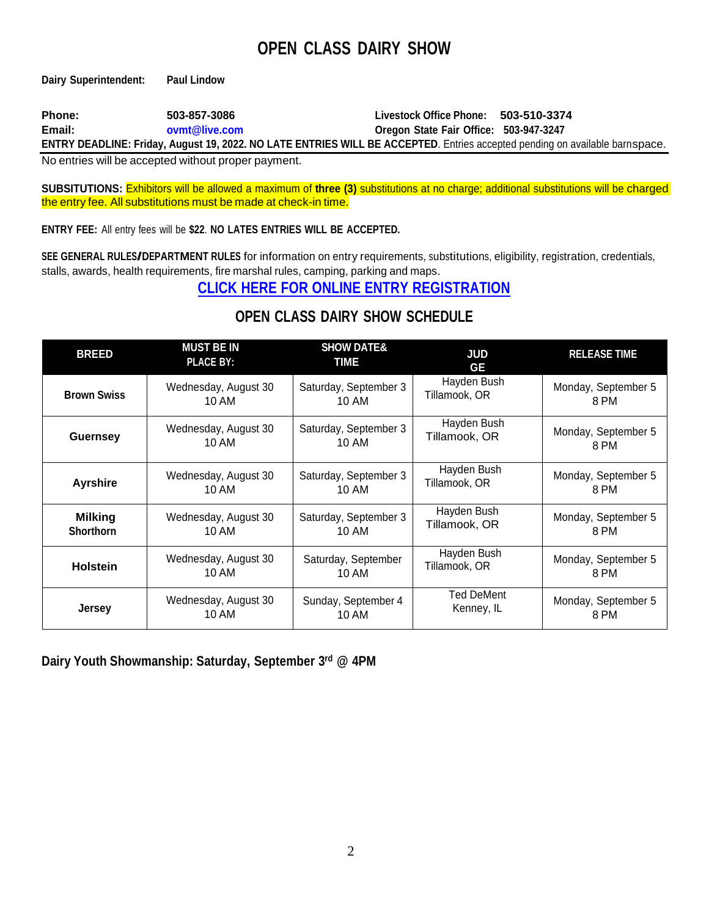# OPEN CLASS DAIRY SHOW

**Dairy Superintendent:** **Paul Lindow**

**Phone:** **503-857-3086** **Livestock Office Phone:** **503-510-3374**
**Email:** **ovmt@live.com** **Oregon State Fair Office:** **503-947-3247**

**ENTRY DEADLINE: Friday, August 19, 2022. NO LATE ENTRIES WILL BE ACCEPTED**. Entries accepted pending on available barnspace.

No entries will be accepted without proper payment.

**SUBSITUTIONS:** Exhibitors will be allowed a maximum of **three (3)** substitutions at no charge; additional substitutions will be charged the entry fee. All substitutions must be made at check-in time.

**ENTRY FEE:** All entry fees will be **$22**. **NO LATES ENTRIES WILL BE ACCEPTED.**

**SEE GENERAL RULES/DEPARTMENT RULES** for information on entry requirements, substitutions, eligibility, registration, credentials, stalls, awards, health requirements, fire marshal rules, camping, parking and maps.

**CLICK HERE FOR ONLINE ENTRY REGISTRATION**

## OPEN CLASS DAIRY SHOW SCHEDULE

| BREED | MUST BE IN PLACE BY: | SHOW DATE& TIME | JUDGE | RELEASE TIME |
|---|---|---|---|---|
| **Brown Swiss** | Wednesday, August 30 10 AM | Saturday, September 3 10 AM | Hayden Bush Tillamook, OR | Monday, September 5 8 PM |
| **Guernsey** | Wednesday, August 30 10 AM | Saturday, September 3 10 AM | Hayden Bush Tillamook, OR | Monday, September 5 8 PM |
| **Ayrshire** | Wednesday, August 30 10 AM | Saturday, September 3 10 AM | Hayden Bush Tillamook, OR | Monday, September 5 8 PM |
| **Milking Shorthorn** | Wednesday, August 30 10 AM | Saturday, September 3 10 AM | Hayden Bush Tillamook, OR | Monday, September 5 8 PM |
| **Holstein** | Wednesday, August 30 10 AM | Saturday, September 10 AM | Hayden Bush Tillamook, OR | Monday, September 5 8 PM |
| **Jersey** | Wednesday, August 30 10 AM | Sunday, September 4 10 AM | Ted DeMent Kenney, IL | Monday, September 5 8 PM |

**Dairy Youth Showmanship: Saturday, September 3rd @ 4PM**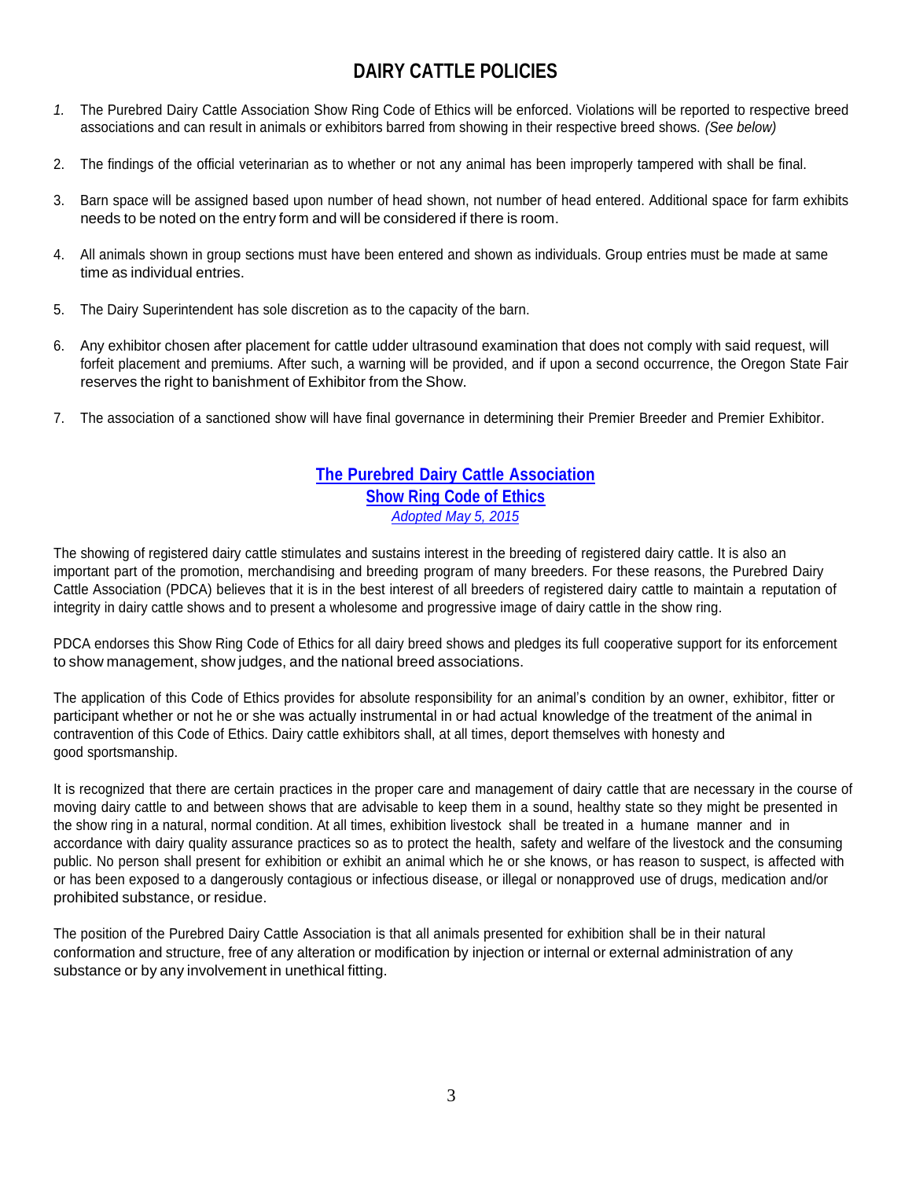# DAIRY CATTLE POLICIES

1. The Purebred Dairy Cattle Association Show Ring Code of Ethics will be enforced. Violations will be reported to respective breed associations and can result in animals or exhibitors barred from showing in their respective breed shows. *(See below)*

2. The findings of the official veterinarian as to whether or not any animal has been improperly tampered with shall be final.

3. Barn space will be assigned based upon number of head shown, not number of head entered. Additional space for farm exhibits needs to be noted on the entry form and will be considered if there is room.

4. All animals shown in group sections must have been entered and shown as individuals. Group entries must be made at same time as individual entries.

5. The Dairy Superintendent has sole discretion as to the capacity of the barn.

6. Any exhibitor chosen after placement for cattle udder ultrasound examination that does not comply with said request, will forfeit placement and premiums. After such, a warning will be provided, and if upon a second occurrence, the Oregon State Fair reserves the right to banishment of Exhibitor from the Show.

7. The association of a sanctioned show will have final governance in determining their Premier Breeder and Premier Exhibitor.

## The Purebred Dairy Cattle Association
## Show Ring Code of Ethics
*Adopted May 5, 2015*

The showing of registered dairy cattle stimulates and sustains interest in the breeding of registered dairy cattle. It is also an important part of the promotion, merchandising and breeding program of many breeders. For these reasons, the Purebred Dairy Cattle Association (PDCA) believes that it is in the best interest of all breeders of registered dairy cattle to maintain a reputation of integrity in dairy cattle shows and to present a wholesome and progressive image of dairy cattle in the show ring.

PDCA endorses this Show Ring Code of Ethics for all dairy breed shows and pledges its full cooperative support for its enforcement to show management, show judges, and the national breed associations.

The application of this Code of Ethics provides for absolute responsibility for an animal's condition by an owner, exhibitor, fitter or participant whether or not he or she was actually instrumental in or had actual knowledge of the treatment of the animal in contravention of this Code of Ethics. Dairy cattle exhibitors shall, at all times, deport themselves with honesty and good sportsmanship.

It is recognized that there are certain practices in the proper care and management of dairy cattle that are necessary in the course of moving dairy cattle to and between shows that are advisable to keep them in a sound, healthy state so they might be presented in the show ring in a natural, normal condition. At all times, exhibition livestock shall be treated in a humane manner and in accordance with dairy quality assurance practices so as to protect the health, safety and welfare of the livestock and the consuming public. No person shall present for exhibition or exhibit an animal which he or she knows, or has reason to suspect, is affected with or has been exposed to a dangerously contagious or infectious disease, or illegal or nonapproved use of drugs, medication and/or prohibited substance, or residue.

The position of the Purebred Dairy Cattle Association is that all animals presented for exhibition shall be in their natural conformation and structure, free of any alteration or modification by injection or internal or external administration of any substance or by any involvement in unethical fitting.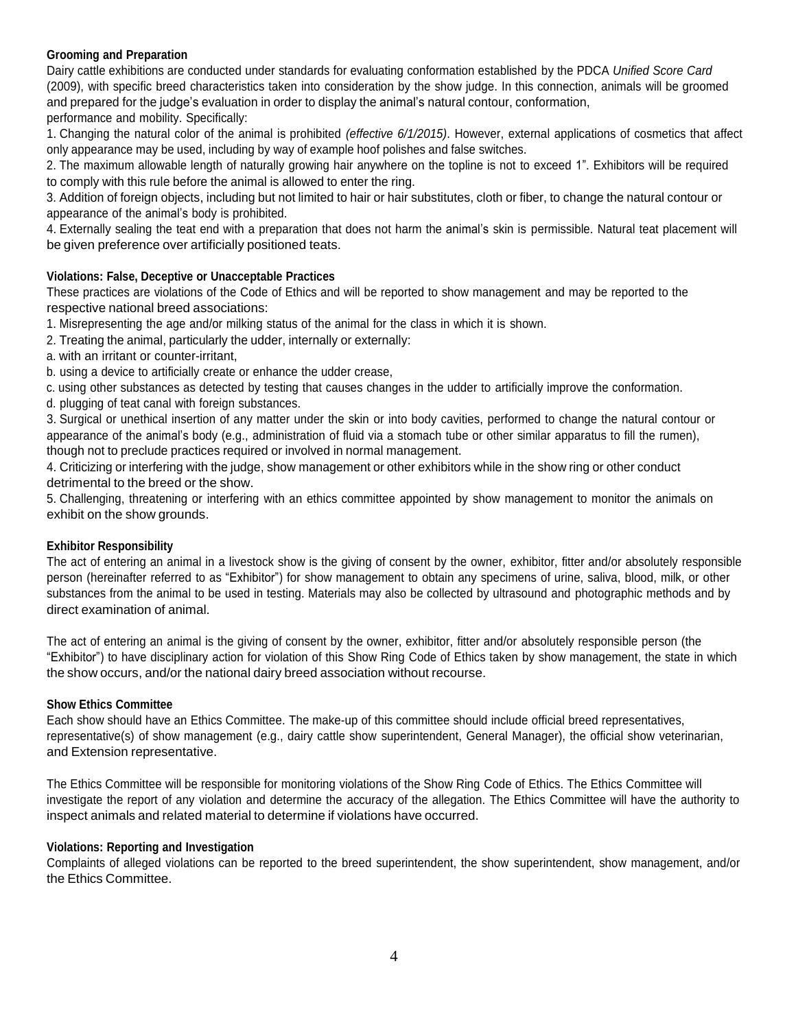**Grooming and Preparation**

Dairy cattle exhibitions are conducted under standards for evaluating conformation established by the PDCA *Unified Score Card* (2009), with specific breed characteristics taken into consideration by the show judge. In this connection, animals will be groomed and prepared for the judge's evaluation in order to display the animal's natural contour, conformation, performance and mobility. Specifically:

1. Changing the natural color of the animal is prohibited *(effective 6/1/2015)*. However, external applications of cosmetics that affect only appearance may be used, including by way of example hoof polishes and false switches.
2. The maximum allowable length of naturally growing hair anywhere on the topline is not to exceed 1". Exhibitors will be required to comply with this rule before the animal is allowed to enter the ring.
3. Addition of foreign objects, including but not limited to hair or hair substitutes, cloth or fiber, to change the natural contour or appearance of the animal's body is prohibited.
4. Externally sealing the teat end with a preparation that does not harm the animal's skin is permissible. Natural teat placement will be given preference over artificially positioned teats.

**Violations: False, Deceptive or Unacceptable Practices**

These practices are violations of the Code of Ethics and will be reported to show management and may be reported to the respective national breed associations:

1. Misrepresenting the age and/or milking status of the animal for the class in which it is shown.
2. Treating the animal, particularly the udder, internally or externally:
   a. with an irritant or counter-irritant,
   b. using a device to artificially create or enhance the udder crease,
   c. using other substances as detected by testing that causes changes in the udder to artificially improve the conformation.
   d. plugging of teat canal with foreign substances.
3. Surgical or unethical insertion of any matter under the skin or into body cavities, performed to change the natural contour or appearance of the animal's body (e.g., administration of fluid via a stomach tube or other similar apparatus to fill the rumen), though not to preclude practices required or involved in normal management.
4. Criticizing or interfering with the judge, show management or other exhibitors while in the show ring or other conduct detrimental to the breed or the show.
5. Challenging, threatening or interfering with an ethics committee appointed by show management to monitor the animals on exhibit on the show grounds.

**Exhibitor Responsibility**

The act of entering an animal in a livestock show is the giving of consent by the owner, exhibitor, fitter and/or absolutely responsible person (hereinafter referred to as "Exhibitor") for show management to obtain any specimens of urine, saliva, blood, milk, or other substances from the animal to be used in testing. Materials may also be collected by ultrasound and photographic methods and by direct examination of animal.

The act of entering an animal is the giving of consent by the owner, exhibitor, fitter and/or absolutely responsible person (the "Exhibitor") to have disciplinary action for violation of this Show Ring Code of Ethics taken by show management, the state in which the show occurs, and/or the national dairy breed association without recourse.

**Show Ethics Committee**

Each show should have an Ethics Committee. The make-up of this committee should include official breed representatives, representative(s) of show management (e.g., dairy cattle show superintendent, General Manager), the official show veterinarian, and Extension representative.

The Ethics Committee will be responsible for monitoring violations of the Show Ring Code of Ethics. The Ethics Committee will investigate the report of any violation and determine the accuracy of the allegation. The Ethics Committee will have the authority to inspect animals and related material to determine if violations have occurred.

**Violations: Reporting and Investigation**

Complaints of alleged violations can be reported to the breed superintendent, the show superintendent, show management, and/or the Ethics Committee.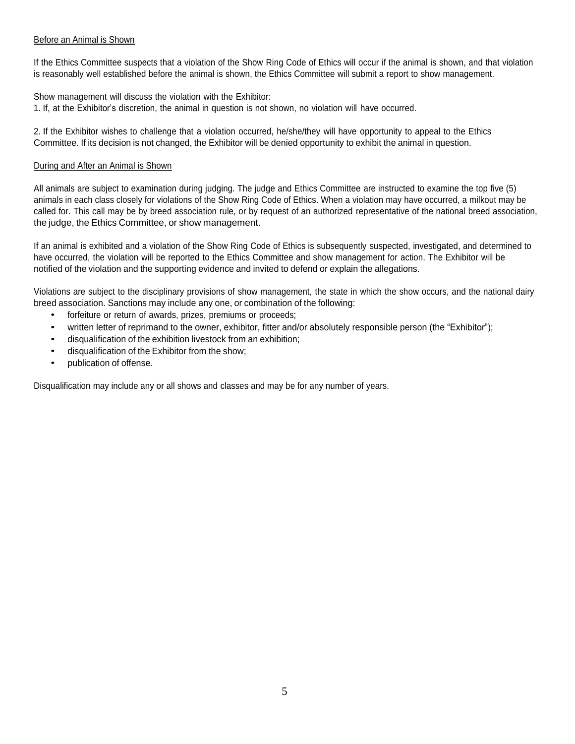Before an Animal is Shown

If the Ethics Committee suspects that a violation of the Show Ring Code of Ethics will occur if the animal is shown, and that violation is reasonably well established before the animal is shown, the Ethics Committee will submit a report to show management.

Show management will discuss the violation with the Exhibitor:

1. If, at the Exhibitor's discretion, the animal in question is not shown, no violation will have occurred.

2. If the Exhibitor wishes to challenge that a violation occurred, he/she/they will have opportunity to appeal to the Ethics Committee. If its decision is not changed, the Exhibitor will be denied opportunity to exhibit the animal in question.

During and After an Animal is Shown

All animals are subject to examination during judging. The judge and Ethics Committee are instructed to examine the top five (5) animals in each class closely for violations of the Show Ring Code of Ethics. When a violation may have occurred, a milkout may be called for. This call may be by breed association rule, or by request of an authorized representative of the national breed association, the judge, the Ethics Committee, or show management.

If an animal is exhibited and a violation of the Show Ring Code of Ethics is subsequently suspected, investigated, and determined to have occurred, the violation will be reported to the Ethics Committee and show management for action. The Exhibitor will be notified of the violation and the supporting evidence and invited to defend or explain the allegations.

Violations are subject to the disciplinary provisions of show management, the state in which the show occurs, and the national dairy breed association. Sanctions may include any one, or combination of the following:

- forfeiture or return of awards, prizes, premiums or proceeds;
- written letter of reprimand to the owner, exhibitor, fitter and/or absolutely responsible person (the "Exhibitor");
- disqualification of the exhibition livestock from an exhibition;
- disqualification of the Exhibitor from the show;
- publication of offense.

Disqualification may include any or all shows and classes and may be for any number of years.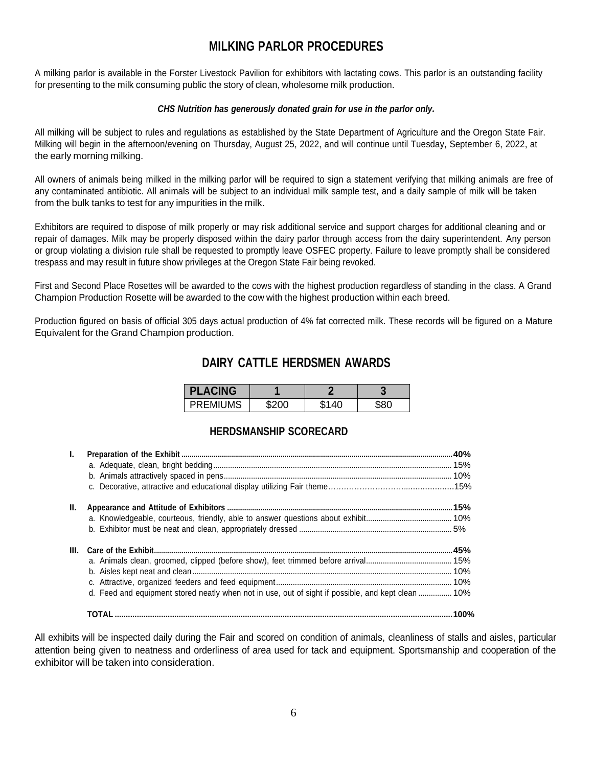## MILKING PARLOR PROCEDURES

A milking parlor is available in the Forster Livestock Pavilion for exhibitors with lactating cows. This parlor is an outstanding facility for presenting to the milk consuming public the story of clean, wholesome milk production.

***CHS Nutrition has generously donated grain for use in the parlor only.***

All milking will be subject to rules and regulations as established by the State Department of Agriculture and the Oregon State Fair. Milking will begin in the afternoon/evening on Thursday, August 25, 2022, and will continue until Tuesday, September 6, 2022, at the early morning milking.

All owners of animals being milked in the milking parlor will be required to sign a statement verifying that milking animals are free of any contaminated antibiotic. All animals will be subject to an individual milk sample test, and a daily sample of milk will be taken from the bulk tanks to test for any impurities in the milk.

Exhibitors are required to dispose of milk properly or may risk additional service and support charges for additional cleaning and or repair of damages. Milk may be properly disposed within the dairy parlor through access from the dairy superintendent. Any person or group violating a division rule shall be requested to promptly leave OSFEC property. Failure to leave promptly shall be considered trespass and may result in future show privileges at the Oregon State Fair being revoked.

First and Second Place Rosettes will be awarded to the cows with the highest production regardless of standing in the class. A Grand Champion Production Rosette will be awarded to the cow with the highest production within each breed.

Production figured on basis of official 305 days actual production of 4% fat corrected milk. These records will be figured on a Mature Equivalent for the Grand Champion production.

## DAIRY CATTLE HERDSMEN AWARDS

| PLACING | 1 | 2 | 3 |
|---|---|---|---|
| PREMIUMS | $200 | $140 | $80 |

### HERDSMANSHIP SCORECARD

**I. Preparation of the Exhibit ........ 40%**
- a. Adequate, clean, bright bedding ........ 15%
- b. Animals attractively spaced in pens ........ 10%
- c. Decorative, attractive and educational display utilizing Fair theme ........ 15%

**II. Appearance and Attitude of Exhibitors ........ 15%**
- a. Knowledgeable, courteous, friendly, able to answer questions about exhibit ........ 10%
- b. Exhibitor must be neat and clean, appropriately dressed ........ 5%

**III. Care of the Exhibit ........ 45%**
- a. Animals clean, groomed, clipped (before show), feet trimmed before arrival ........ 15%
- b. Aisles kept neat and clean ........ 10%
- c. Attractive, organized feeders and feed equipment ........ 10%
- d. Feed and equipment stored neatly when not in use, out of sight if possible, and kept clean ........ 10%

**TOTAL ........ 100%**

All exhibits will be inspected daily during the Fair and scored on condition of animals, cleanliness of stalls and aisles, particular attention being given to neatness and orderliness of area used for tack and equipment. Sportsmanship and cooperation of the exhibitor will be taken into consideration.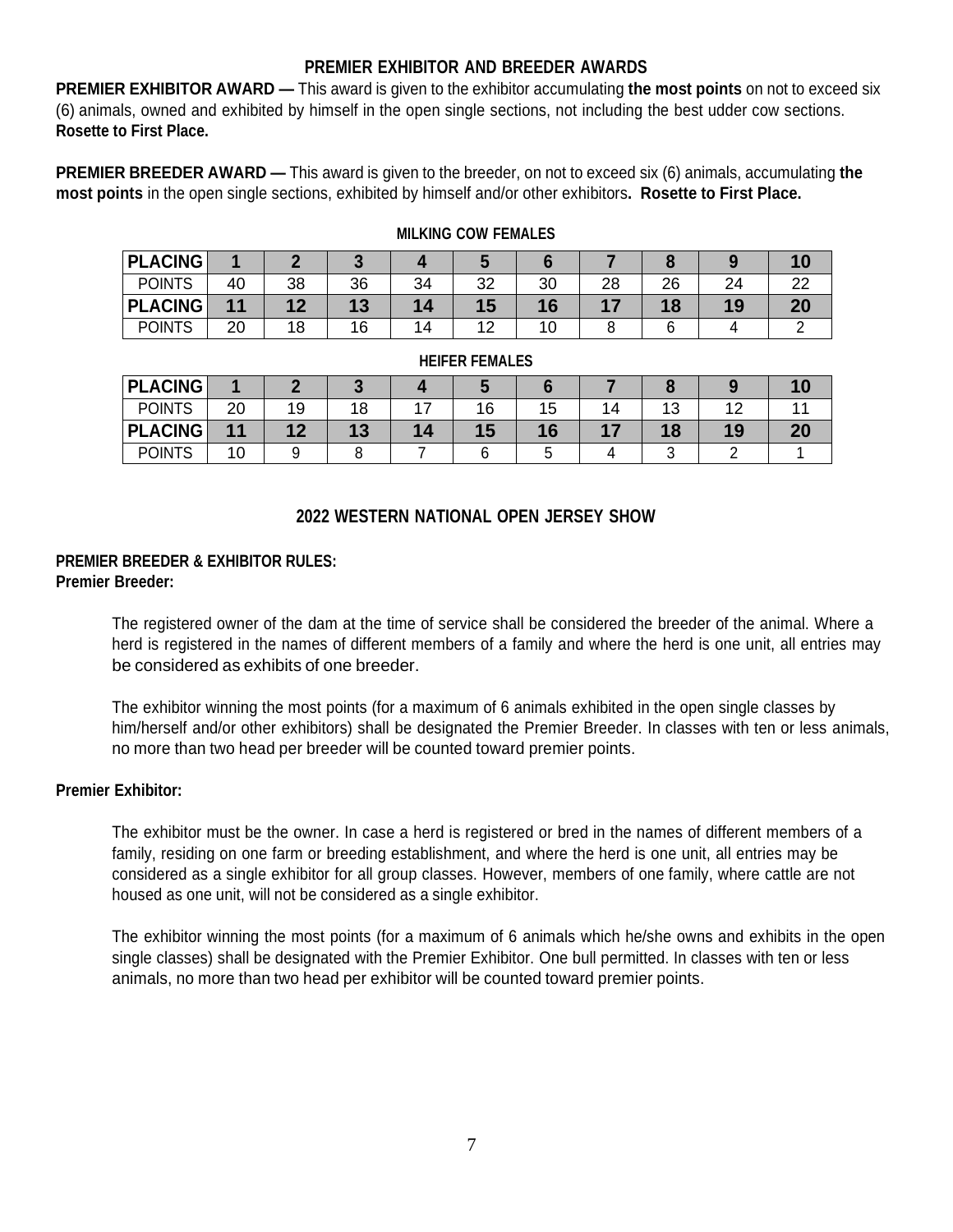## PREMIER EXHIBITOR AND BREEDER AWARDS

**PREMIER EXHIBITOR AWARD —** This award is given to the exhibitor accumulating **the most points** on not to exceed six (6) animals, owned and exhibited by himself in the open single sections, not including the best udder cow sections. **Rosette to First Place.**

**PREMIER BREEDER AWARD —** This award is given to the breeder, on not to exceed six (6) animals, accumulating **the most points** in the open single sections, exhibited by himself and/or other exhibitors**. Rosette to First Place.**

**MILKING COW FEMALES**

| PLACING | 1 | 2 | 3 | 4 | 5 | 6 | 7 | 8 | 9 | 10 |
|---|---|---|---|---|---|---|---|---|---|---|
| POINTS | 40 | 38 | 36 | 34 | 32 | 30 | 28 | 26 | 24 | 22 |
| **PLACING** | **11** | **12** | **13** | **14** | **15** | **16** | **17** | **18** | **19** | **20** |
| POINTS | 20 | 18 | 16 | 14 | 12 | 10 | 8 | 6 | 4 | 2 |

**HEIFER FEMALES**

| PLACING | 1 | 2 | 3 | 4 | 5 | 6 | 7 | 8 | 9 | 10 |
|---|---|---|---|---|---|---|---|---|---|---|
| POINTS | 20 | 19 | 18 | 17 | 16 | 15 | 14 | 13 | 12 | 11 |
| **PLACING** | **11** | **12** | **13** | **14** | **15** | **16** | **17** | **18** | **19** | **20** |
| POINTS | 10 | 9 | 8 | 7 | 6 | 5 | 4 | 3 | 2 | 1 |

## 2022 WESTERN NATIONAL OPEN JERSEY SHOW

**PREMIER BREEDER & EXHIBITOR RULES:**

**Premier Breeder:**

The registered owner of the dam at the time of service shall be considered the breeder of the animal. Where a herd is registered in the names of different members of a family and where the herd is one unit, all entries may be considered as exhibits of one breeder.

The exhibitor winning the most points (for a maximum of 6 animals exhibited in the open single classes by him/herself and/or other exhibitors) shall be designated the Premier Breeder. In classes with ten or less animals, no more than two head per breeder will be counted toward premier points.

**Premier Exhibitor:**

The exhibitor must be the owner. In case a herd is registered or bred in the names of different members of a family, residing on one farm or breeding establishment, and where the herd is one unit, all entries may be considered as a single exhibitor for all group classes. However, members of one family, where cattle are not housed as one unit, will not be considered as a single exhibitor.

The exhibitor winning the most points (for a maximum of 6 animals which he/she owns and exhibits in the open single classes) shall be designated with the Premier Exhibitor. One bull permitted. In classes with ten or less animals, no more than two head per exhibitor will be counted toward premier points.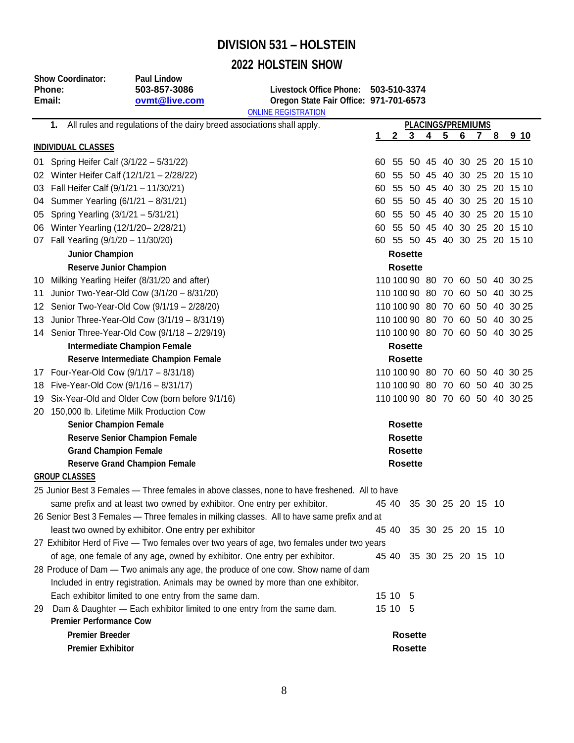# DIVISION 531 – HOLSTEIN

## 2022 HOLSTEIN SHOW

**Show Coordinator:** Paul Lindow
**Phone:** 503-857-3086
**Email:** ovmt@live.com

**Livestock Office Phone:** 503-510-3374
**Oregon State Fair Office:** 971-701-6573

ONLINE REGISTRATION

1. All rules and regulations of the dairy breed associations shall apply.

| Class | PLACINGS/PREMIUMS 1 | 2 | 3 | 4 | 5 | 6 | 7 | 8 | 9 | 10 |
|---|---|---|---|---|---|---|---|---|---|---|
| **INDIVIDUAL CLASSES** | | | | | | | | | | |
| 01 Spring Heifer Calf (3/1/22 – 5/31/22) | 60 | 55 | 50 | 45 | 40 | 30 | 25 | 20 | 15 | 10 |
| 02 Winter Heifer Calf (12/1/21 – 2/28/22) | 60 | 55 | 50 | 45 | 40 | 30 | 25 | 20 | 15 | 10 |
| 03 Fall Heifer Calf (9/1/21 – 11/30/21) | 60 | 55 | 50 | 45 | 40 | 30 | 25 | 20 | 15 | 10 |
| 04 Summer Yearling (6/1/21 – 8/31/21) | 60 | 55 | 50 | 45 | 40 | 30 | 25 | 20 | 15 | 10 |
| 05 Spring Yearling (3/1/21 – 5/31/21) | 60 | 55 | 50 | 45 | 40 | 30 | 25 | 20 | 15 | 10 |
| 06 Winter Yearling (12/1/20– 2/28/21) | 60 | 55 | 50 | 45 | 40 | 30 | 25 | 20 | 15 | 10 |
| 07 Fall Yearling (9/1/20 – 11/30/20) | 60 | 55 | 50 | 45 | 40 | 30 | 25 | 20 | 15 | 10 |
| **Junior Champion** | **Rosette** | | | | | | | | | |
| **Reserve Junior Champion** | **Rosette** | | | | | | | | | |
| 10 Milking Yearling Heifer (8/31/20 and after) | 110 | 100 | 90 | 80 | 70 | 60 | 50 | 40 | 30 | 25 |
| 11 Junior Two-Year-Old Cow (3/1/20 – 8/31/20) | 110 | 100 | 90 | 80 | 70 | 60 | 50 | 40 | 30 | 25 |
| 12 Senior Two-Year-Old Cow (9/1/19 – 2/28/20) | 110 | 100 | 90 | 80 | 70 | 60 | 50 | 40 | 30 | 25 |
| 13 Junior Three-Year-Old Cow (3/1/19 – 8/31/19) | 110 | 100 | 90 | 80 | 70 | 60 | 50 | 40 | 30 | 25 |
| 14 Senior Three-Year-Old Cow (9/1/18 – 2/29/19) | 110 | 100 | 90 | 80 | 70 | 60 | 50 | 40 | 30 | 25 |
| **Intermediate Champion Female** | **Rosette** | | | | | | | | | |
| **Reserve Intermediate Champion Female** | **Rosette** | | | | | | | | | |
| 17 Four-Year-Old Cow (9/1/17 – 8/31/18) | 110 | 100 | 90 | 80 | 70 | 60 | 50 | 40 | 30 | 25 |
| 18 Five-Year-Old Cow (9/1/16 – 8/31/17) | 110 | 100 | 90 | 80 | 70 | 60 | 50 | 40 | 30 | 25 |
| 19 Six-Year-Old and Older Cow (born before 9/1/16) | 110 | 100 | 90 | 80 | 70 | 60 | 50 | 40 | 30 | 25 |
| 20 150,000 lb. Lifetime Milk Production Cow | | | | | | | | | | |
| **Senior Champion Female** | **Rosette** | | | | | | | | | |
| **Reserve Senior Champion Female** | **Rosette** | | | | | | | | | |
| **Grand Champion Female** | **Rosette** | | | | | | | | | |
| **Reserve Grand Champion Female** | **Rosette** | | | | | | | | | |
| **GROUP CLASSES** | | | | | | | | | | |
| 25 Junior Best 3 Females — Three females in above classes, none to have freshened. All to have same prefix and at least two owned by exhibitor. One entry per exhibitor. | 45 | 40 | 35 | 30 | 25 | 20 | 15 | 10 | | |
| 26 Senior Best 3 Females — Three females in milking classes. All to have same prefix and at least two owned by exhibitor. One entry per exhibitor | 45 | 40 | 35 | 30 | 25 | 20 | 15 | 10 | | |
| 27 Exhibitor Herd of Five — Two females over two years of age, two females under two years of age, one female of any age, owned by exhibitor. One entry per exhibitor. | 45 | 40 | 35 | 30 | 25 | 20 | 15 | 10 | | |
| 28 Produce of Dam — Two animals any age, the produce of one cow. Show name of dam Included in entry registration. Animals may be owned by more than one exhibitor. Each exhibitor limited to one entry from the same dam. | 15 | 10 | 5 | | | | | | | |
| 29 Dam & Daughter — Each exhibitor limited to one entry from the same dam. | 15 | 10 | 5 | | | | | | | |
| **Premier Performance Cow** | | | | | | | | | | |
| **Premier Breeder** | **Rosette** | | | | | | | | | |
| **Premier Exhibitor** | **Rosette** | | | | | | | | | |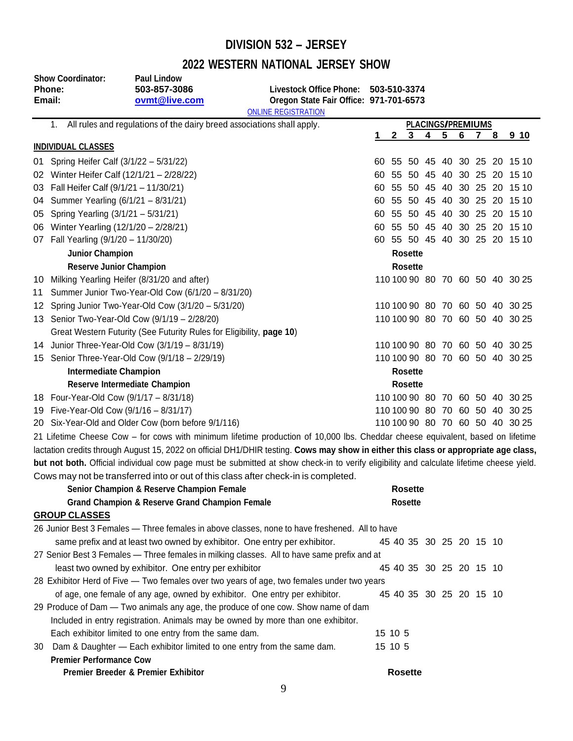# DIVISION 532 – JERSEY

## 2022 WESTERN NATIONAL JERSEY SHOW

**Show Coordinator:** Paul Lindow
**Phone:** 503-857-3086
**Email:** ovmt@live.com

**Livestock Office Phone:** 503-510-3374
**Oregon State Fair Office:** 971-701-6573

ONLINE REGISTRATION

1. All rules and regulations of the dairy breed associations shall apply.

| | PLACINGS/PREMIUMS | | | | | | | | | |
|---|---|---|---|---|---|---|---|---|---|---|
| | 1 | 2 | 3 | 4 | 5 | 6 | 7 | 8 | 9 | 10 |
| **INDIVIDUAL CLASSES** | | | | | | | | | | |
| 01 Spring Heifer Calf (3/1/22 – 5/31/22) | 60 | 55 | 50 | 45 | 40 | 30 | 25 | 20 | 15 | 10 |
| 02 Winter Heifer Calf (12/1/21 – 2/28/22) | 60 | 55 | 50 | 45 | 40 | 30 | 25 | 20 | 15 | 10 |
| 03 Fall Heifer Calf (9/1/21 – 11/30/21) | 60 | 55 | 50 | 45 | 40 | 30 | 25 | 20 | 15 | 10 |
| 04 Summer Yearling (6/1/21 – 8/31/21) | 60 | 55 | 50 | 45 | 40 | 30 | 25 | 20 | 15 | 10 |
| 05 Spring Yearling (3/1/21 – 5/31/21) | 60 | 55 | 50 | 45 | 40 | 30 | 25 | 20 | 15 | 10 |
| 06 Winter Yearling (12/1/20 – 2/28/21) | 60 | 55 | 50 | 45 | 40 | 30 | 25 | 20 | 15 | 10 |
| 07 Fall Yearling (9/1/20 – 11/30/20) | 60 | 55 | 50 | 45 | 40 | 30 | 25 | 20 | 15 | 10 |
| **Junior Champion** | Rosette | | | | | | | | | |
| **Reserve Junior Champion** | Rosette | | | | | | | | | |
| 10 Milking Yearling Heifer (8/31/20 and after) | 110 | 100 | 90 | 80 | 70 | 60 | 50 | 40 | 30 | 25 |
| 11 Summer Junior Two-Year-Old Cow (6/1/20 – 8/31/20) | | | | | | | | | | |
| 12 Spring Junior Two-Year-Old Cow (3/1/20 – 5/31/20) | 110 | 100 | 90 | 80 | 70 | 60 | 50 | 40 | 30 | 25 |
| 13 Senior Two-Year-Old Cow (9/1/19 – 2/28/20) | 110 | 100 | 90 | 80 | 70 | 60 | 50 | 40 | 30 | 25 |
| Great Western Futurity (See Futurity Rules for Eligibility, **page 10**) | | | | | | | | | | |
| 14 Junior Three-Year-Old Cow (3/1/19 – 8/31/19) | 110 | 100 | 90 | 80 | 70 | 60 | 50 | 40 | 30 | 25 |
| 15 Senior Three-Year-Old Cow (9/1/18 – 2/29/19) | 110 | 100 | 90 | 80 | 70 | 60 | 50 | 40 | 30 | 25 |
| **Intermediate Champion** | Rosette | | | | | | | | | |
| **Reserve Intermediate Champion** | Rosette | | | | | | | | | |
| 18 Four-Year-Old Cow (9/1/17 – 8/31/18) | 110 | 100 | 90 | 80 | 70 | 60 | 50 | 40 | 30 | 25 |
| 19 Five-Year-Old Cow (9/1/16 – 8/31/17) | 110 | 100 | 90 | 80 | 70 | 60 | 50 | 40 | 30 | 25 |
| 20 Six-Year-Old and Older Cow (born before 9/1/116) | 110 | 100 | 90 | 80 | 70 | 60 | 50 | 40 | 30 | 25 |

21 Lifetime Cheese Cow – for cows with minimum lifetime production of 10,000 lbs. Cheddar cheese equivalent, based on lifetime lactation credits through August 15, 2022 on official DH1/DHIR testing. **Cows may show in either this class or appropriate age class, but not both.** Official individual cow page must be submitted at show check-in to verify eligibility and calculate lifetime cheese yield. Cows may not be transferred into or out of this class after check-in is completed.

| | |
|---|---|
| **Senior Champion & Reserve Champion Female** | Rosette |
| **Grand Champion & Reserve Grand Champion Female** | Rosette |

## GROUP CLASSES

| | 1 | 2 | 3 | 4 | 5 | 6 | 7 | 8 |
|---|---|---|---|---|---|---|---|---|
| 26 Junior Best 3 Females — Three females in above classes, none to have freshened. All to have same prefix and at least two owned by exhibitor. One entry per exhibitor. | 45 | 40 | 35 | 30 | 25 | 20 | 15 | 10 |
| 27 Senior Best 3 Females — Three females in milking classes. All to have same prefix and at least two owned by exhibitor. One entry per exhibitor | 45 | 40 | 35 | 30 | 25 | 20 | 15 | 10 |
| 28 Exhibitor Herd of Five — Two females over two years of age, two females under two years of age, one female of any age, owned by exhibitor. One entry per exhibitor. | 45 | 40 | 35 | 30 | 25 | 20 | 15 | 10 |
| 29 Produce of Dam — Two animals any age, the produce of one cow. Show name of dam Included in entry registration. Animals may be owned by more than one exhibitor. Each exhibitor limited to one entry from the same dam. | 15 | 10 | 5 | | | | | |
| 30 Dam & Daughter — Each exhibitor limited to one entry from the same dam. | 15 | 10 | 5 | | | | | |
| **Premier Performance Cow** | | | | | | | | |
| **Premier Breeder & Premier Exhibitor** | Rosette | | | | | | | |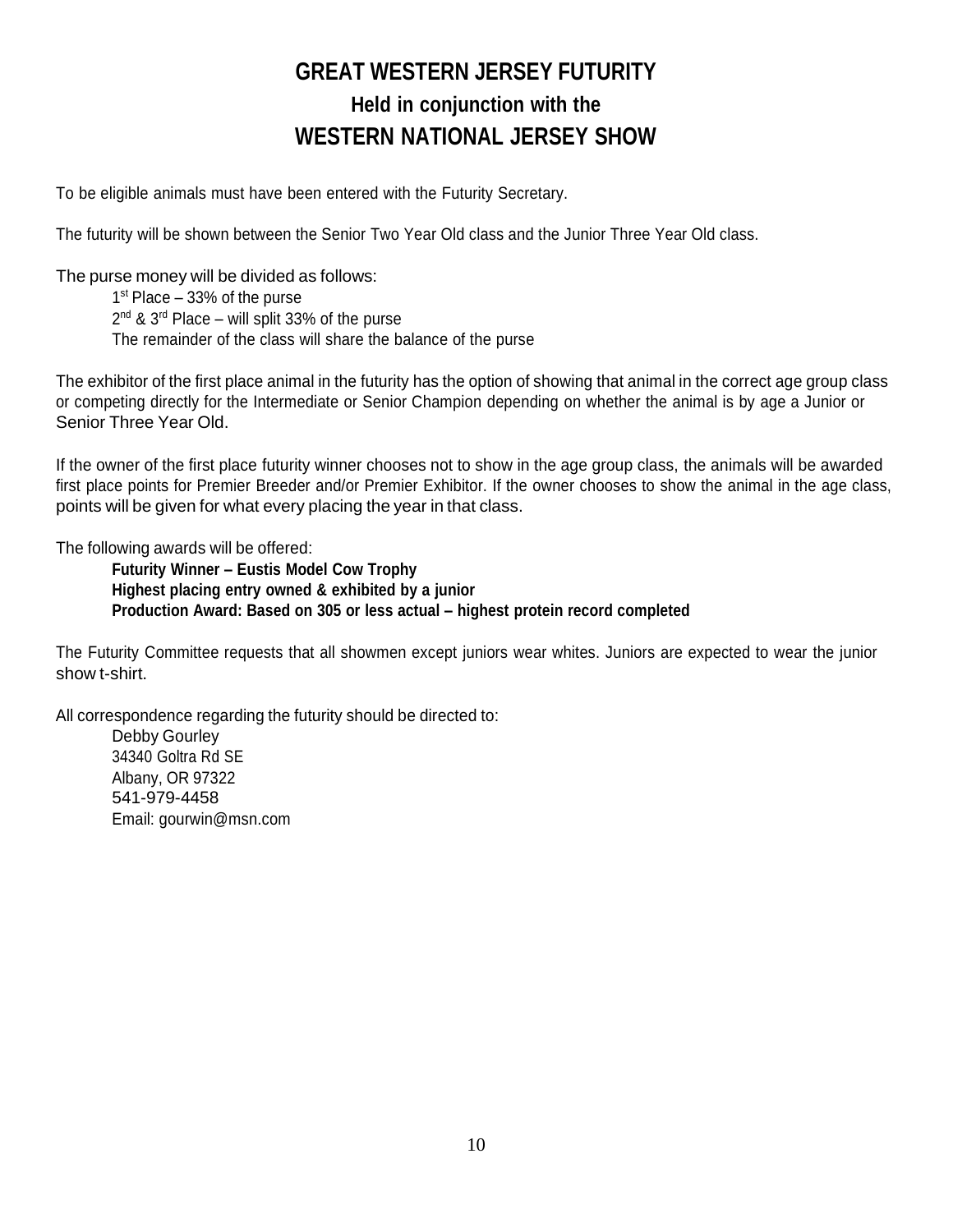# GREAT WESTERN JERSEY FUTURITY

## Held in conjunction with the

# WESTERN NATIONAL JERSEY SHOW

To be eligible animals must have been entered with the Futurity Secretary.

The futurity will be shown between the Senior Two Year Old class and the Junior Three Year Old class.

The purse money will be divided as follows:

1st Place – 33% of the purse
2nd & 3rd Place – will split 33% of the purse
The remainder of the class will share the balance of the purse

The exhibitor of the first place animal in the futurity has the option of showing that animal in the correct age group class or competing directly for the Intermediate or Senior Champion depending on whether the animal is by age a Junior or Senior Three Year Old.

If the owner of the first place futurity winner chooses not to show in the age group class, the animals will be awarded first place points for Premier Breeder and/or Premier Exhibitor. If the owner chooses to show the animal in the age class, points will be given for what every placing the year in that class.

The following awards will be offered:

**Futurity Winner – Eustis Model Cow Trophy**
**Highest placing entry owned & exhibited by a junior**
**Production Award: Based on 305 or less actual – highest protein record completed**

The Futurity Committee requests that all showmen except juniors wear whites. Juniors are expected to wear the junior show t-shirt.

All correspondence regarding the futurity should be directed to:

Debby Gourley
34340 Goltra Rd SE
Albany, OR 97322
541-979-4458
Email: gourwin@msn.com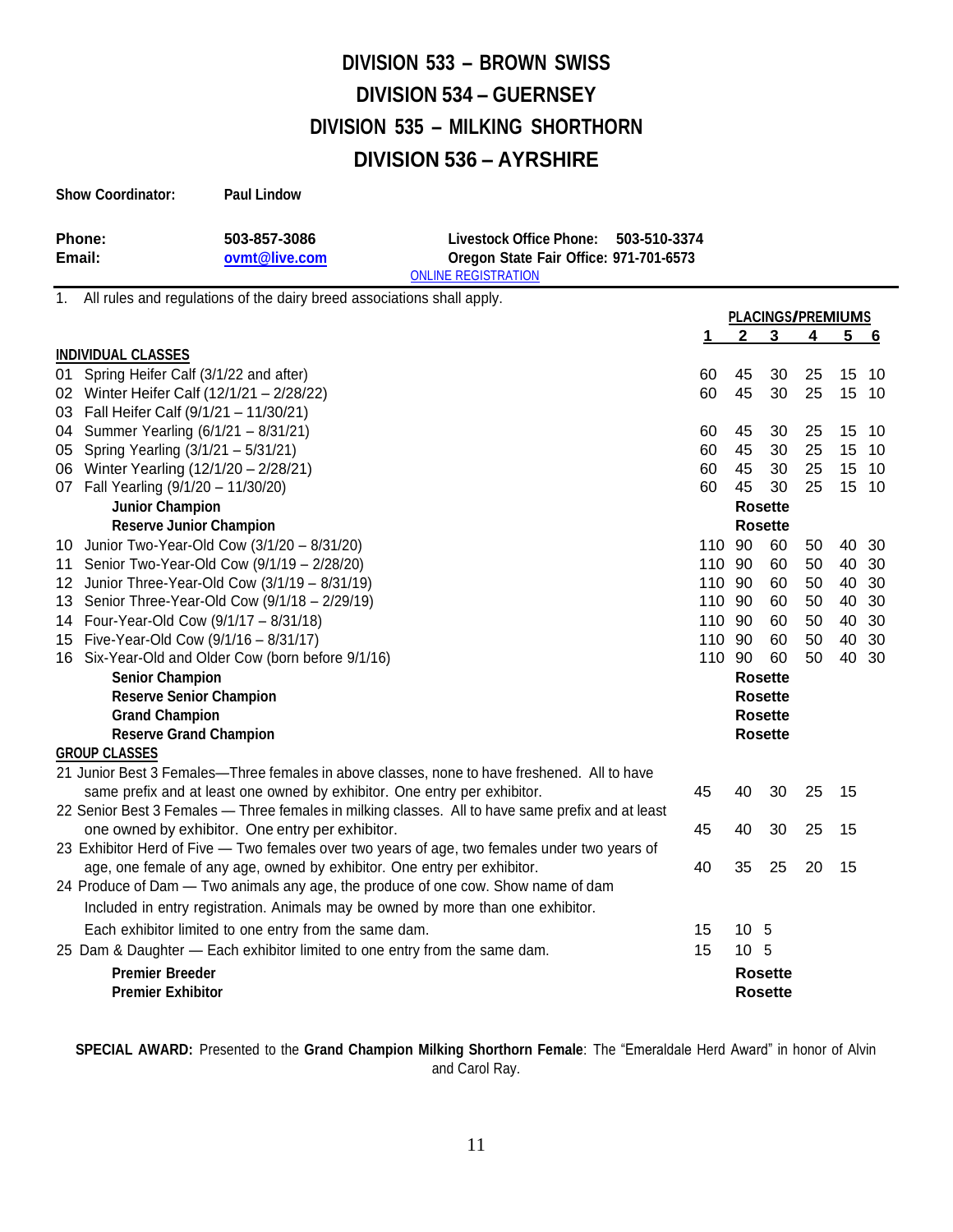# DIVISION 533 – BROWN SWISS
# DIVISION 534 – GUERNSEY
# DIVISION 535 – MILKING SHORTHORN
# DIVISION 536 – AYRSHIRE

**Show Coordinator:** **Paul Lindow**

**Phone:** **503-857-3086**
**Email:** **ovmt@live.com**

**Livestock Office Phone: 503-510-3374**
**Oregon State Fair Office: 971-701-6573**
ONLINE REGISTRATION

1. All rules and regulations of the dairy breed associations shall apply.

| | PLACINGS/PREMIUMS | | | | | |
|---|---|---|---|---|---|---|
| | **1** | **2** | **3** | **4** | **5** | **6** |
| **INDIVIDUAL CLASSES** | | | | | | |
| 01 Spring Heifer Calf (3/1/22 and after) | 60 | 45 | 30 | 25 | 15 | 10 |
| 02 Winter Heifer Calf (12/1/21 – 2/28/22) | 60 | 45 | 30 | 25 | 15 | 10 |
| 03 Fall Heifer Calf (9/1/21 – 11/30/21) | | | | | | |
| 04 Summer Yearling (6/1/21 – 8/31/21) | 60 | 45 | 30 | 25 | 15 | 10 |
| 05 Spring Yearling (3/1/21 – 5/31/21) | 60 | 45 | 30 | 25 | 15 | 10 |
| 06 Winter Yearling (12/1/20 – 2/28/21) | 60 | 45 | 30 | 25 | 15 | 10 |
| 07 Fall Yearling (9/1/20 – 11/30/20) | 60 | 45 | 30 | 25 | 15 | 10 |
| **Junior Champion** | | | Rosette | | | |
| **Reserve Junior Champion** | | | Rosette | | | |
| 10 Junior Two-Year-Old Cow (3/1/20 – 8/31/20) | 110 | 90 | 60 | 50 | 40 | 30 |
| 11 Senior Two-Year-Old Cow (9/1/19 – 2/28/20) | 110 | 90 | 60 | 50 | 40 | 30 |
| 12 Junior Three-Year-Old Cow (3/1/19 – 8/31/19) | 110 | 90 | 60 | 50 | 40 | 30 |
| 13 Senior Three-Year-Old Cow (9/1/18 – 2/29/19) | 110 | 90 | 60 | 50 | 40 | 30 |
| 14 Four-Year-Old Cow (9/1/17 – 8/31/18) | 110 | 90 | 60 | 50 | 40 | 30 |
| 15 Five-Year-Old Cow (9/1/16 – 8/31/17) | 110 | 90 | 60 | 50 | 40 | 30 |
| 16 Six-Year-Old and Older Cow (born before 9/1/16) | 110 | 90 | 60 | 50 | 40 | 30 |
| **Senior Champion** | | | Rosette | | | |
| **Reserve Senior Champion** | | | Rosette | | | |
| **Grand Champion** | | | Rosette | | | |
| **Reserve Grand Champion** | | | Rosette | | | |
| **GROUP CLASSES** | | | | | | |
| 21 Junior Best 3 Females—Three females in above classes, none to have freshened. All to have same prefix and at least one owned by exhibitor. One entry per exhibitor. | 45 | 40 | 30 | 25 | 15 | |
| 22 Senior Best 3 Females — Three females in milking classes. All to have same prefix and at least one owned by exhibitor. One entry per exhibitor. | 45 | 40 | 30 | 25 | 15 | |
| 23 Exhibitor Herd of Five — Two females over two years of age, two females under two years of age, one female of any age, owned by exhibitor. One entry per exhibitor. | 40 | 35 | 25 | 20 | 15 | |
| 24 Produce of Dam — Two animals any age, the produce of one cow. Show name of dam Included in entry registration. Animals may be owned by more than one exhibitor. Each exhibitor limited to one entry from the same dam. | 15 | 10 | 5 | | | |
| 25 Dam & Daughter — Each exhibitor limited to one entry from the same dam. | 15 | 10 | 5 | | | |
| **Premier Breeder** | | | Rosette | | | |
| **Premier Exhibitor** | | | Rosette | | | |

**SPECIAL AWARD:** Presented to the **Grand Champion Milking Shorthorn Female**: The "Emeraldale Herd Award" in honor of Alvin and Carol Ray.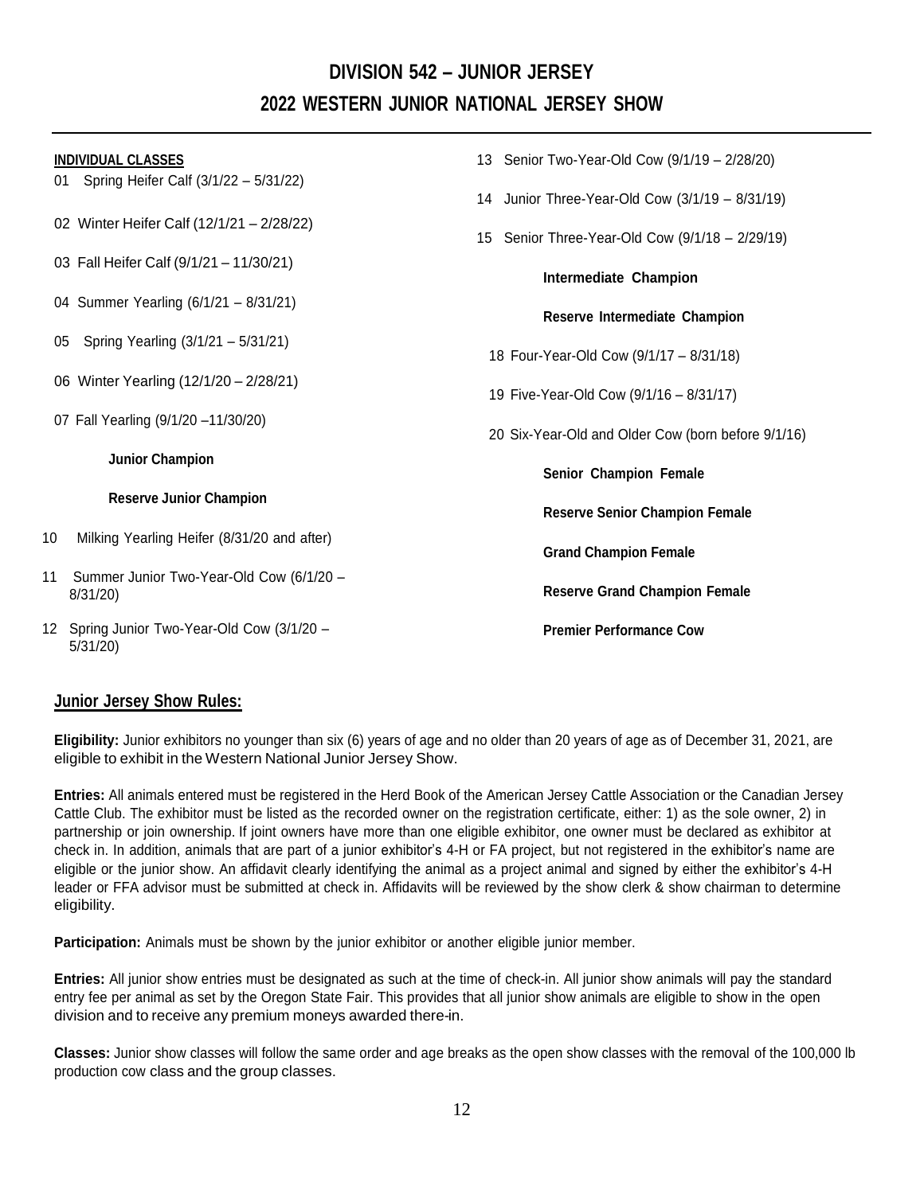# DIVISION 542 – JUNIOR JERSEY

## 2022 WESTERN JUNIOR NATIONAL JERSEY SHOW

**INDIVIDUAL CLASSES**

01 Spring Heifer Calf (3/1/22 – 5/31/22)

02 Winter Heifer Calf (12/1/21 – 2/28/22)

03 Fall Heifer Calf (9/1/21 – 11/30/21)

04 Summer Yearling (6/1/21 – 8/31/21)

05 Spring Yearling (3/1/21 – 5/31/21)

06 Winter Yearling (12/1/20 – 2/28/21)

07 Fall Yearling (9/1/20 –11/30/20)

**Junior Champion**

**Reserve Junior Champion**

10 Milking Yearling Heifer (8/31/20 and after)

11 Summer Junior Two-Year-Old Cow (6/1/20 – 8/31/20)

12 Spring Junior Two-Year-Old Cow (3/1/20 – 5/31/20)

13 Senior Two-Year-Old Cow (9/1/19 – 2/28/20)

14 Junior Three-Year-Old Cow (3/1/19 – 8/31/19)

15 Senior Three-Year-Old Cow (9/1/18 – 2/29/19)

**Intermediate Champion**

**Reserve Intermediate Champion**

18 Four-Year-Old Cow (9/1/17 – 8/31/18)

19 Five-Year-Old Cow (9/1/16 – 8/31/17)

20 Six-Year-Old and Older Cow (born before 9/1/16)

**Senior Champion Female**

**Reserve Senior Champion Female**

**Grand Champion Female**

**Reserve Grand Champion Female**

**Premier Performance Cow**

## Junior Jersey Show Rules:

**Eligibility:** Junior exhibitors no younger than six (6) years of age and no older than 20 years of age as of December 31, 2021, are eligible to exhibit in the Western National Junior Jersey Show.

**Entries:** All animals entered must be registered in the Herd Book of the American Jersey Cattle Association or the Canadian Jersey Cattle Club. The exhibitor must be listed as the recorded owner on the registration certificate, either: 1) as the sole owner, 2) in partnership or join ownership. If joint owners have more than one eligible exhibitor, one owner must be declared as exhibitor at check in. In addition, animals that are part of a junior exhibitor's 4-H or FA project, but not registered in the exhibitor's name are eligible or the junior show. An affidavit clearly identifying the animal as a project animal and signed by either the exhibitor's 4-H leader or FFA advisor must be submitted at check in. Affidavits will be reviewed by the show clerk & show chairman to determine eligibility.

**Participation:** Animals must be shown by the junior exhibitor or another eligible junior member.

**Entries:** All junior show entries must be designated as such at the time of check-in. All junior show animals will pay the standard entry fee per animal as set by the Oregon State Fair. This provides that all junior show animals are eligible to show in the open division and to receive any premium moneys awarded there-in.

**Classes:** Junior show classes will follow the same order and age breaks as the open show classes with the removal of the 100,000 lb production cow class and the group classes.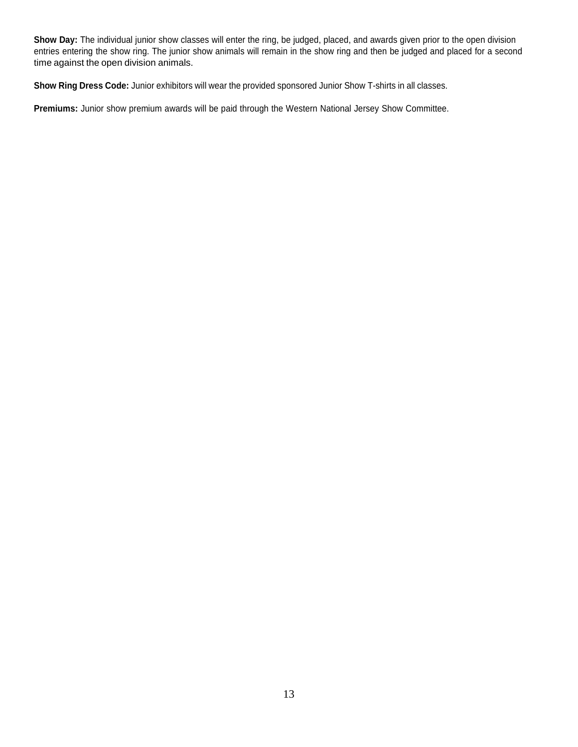**Show Day:** The individual junior show classes will enter the ring, be judged, placed, and awards given prior to the open division entries entering the show ring. The junior show animals will remain in the show ring and then be judged and placed for a second time against the open division animals.

**Show Ring Dress Code:** Junior exhibitors will wear the provided sponsored Junior Show T-shirts in all classes.

**Premiums:** Junior show premium awards will be paid through the Western National Jersey Show Committee.